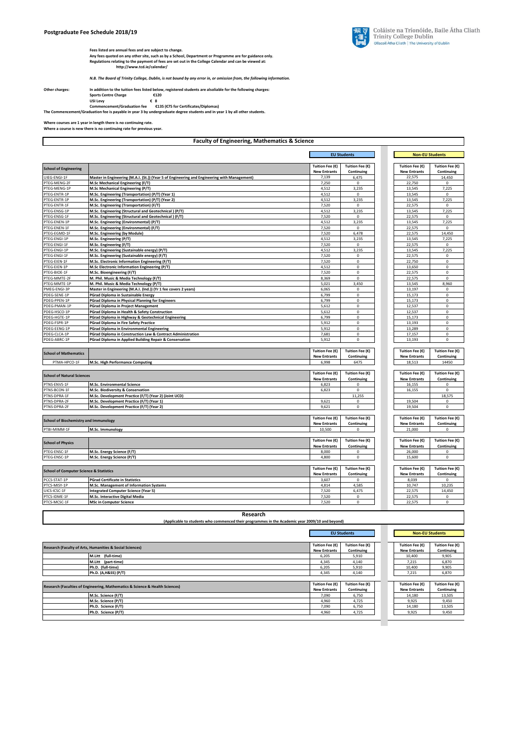# Postgraduate Fee Schedule 2018/19

Coláiste na Tríonóide, Baile Átha Cliath
Trinity College Dublin
Ollscoil Átha Cliath | The University of Dublin

**Fees listed are annual fees and are subject to change.**
**Any fees quoted on any other site, such as by a School, Department or Programme are for guidance only.**
**Regulations relating to the payment of fees are set out in the College Calendar and can be viewed at:**
**http://www.tcd.ie/calendar/**

*N.B. The Board of Trinity College, Dublin, is not bound by any error in, or omission from, the following information.*

**Other charges:** In addition to the tuition fees listed below, registered students are alsoliable for the following charges:

**Sports Centre Charge** €120
**USI Levy** € 8
**Commencement/Graduation fee** €135 (€75 for Certificates/Diplomas)

**The Commencement/Graduation fee is payable in year 3 by undergraduate degree students and in year 1 by all other students.**

**Where courses are 1 year in length there is no continuing rate.**
**Where a course is new there is no continuing rate for previous year.**

## Faculty of Engineering, Mathematics & Science

| School of Engineering | | EU Students Tuition Fee (€) New Entrants | EU Students Tuition Fee (€) Continuing | Non-EU Students Tuition Fee (€) New Entrants | Non-EU Students Tuition Fee (€) Continuing |
|---|---|---|---|---|---|
| UIEG-ENGI-1F | Master in Engineering (M.A.I. (St.)) (Year 5 of Engineering and Engineering with Management) | 7,139 | 6,475 | 22,575 | 14,450 |
| PTEG-MENG-2F | M.Sc Mechanical Engineering (F/T) | 7,250 | 0 | 22,750 | 0 |
| PTEG-MENG-1P | M.Sc Mechanical Engineering (P/T) | 4,512 | 3,235 | 13,545 | 7,225 |
| PTEG-ENTR-1P | M.Sc. Engineering (Transportation) (P/T) (Year 1) | 4,512 | 0 | 13,545 | 0 |
| PTEG-ENTR-1P | M.Sc. Engineering (Transportation) (P/T) (Year 2) | 4,512 | 3,235 | 13,545 | 7,225 |
| PTEG-ENTR-1F | M.Sc. Engineering (Transportation) (F/T) | 7,520 | 0 | 22,575 | 0 |
| PTEG-ENSG-1P | M.Sc. Engineering (Structural and Geotechnical ) (P/T) | 4,512 | 3,235 | 13,545 | 7,225 |
| PTEG-ENSG-1F | M.Sc. Engineering (Structural and Geotechnical ) (F/T) | 7,520 | 0 | 22,575 | 0 |
| PTEG-ENEN-1P | M.Sc. Engineering (Environmental) (P/T) | 4,512 | 3,235 | 13,545 | 7,225 |
| PTEG-ENEN-1F | M.Sc. Engineering (Environmental) (F/T) | 7,520 | 0 | 22,575 | 0 |
| PTEG-EGMD-1F | M.Sc. Engineering (by Module) | 7,520 | 6,478 | 22,575 | 14,450 |
| PTEG-ENGI-1P | M.Sc. Engineering (P/T) | 4,512 | 3,235 | 13,545 | 7,225 |
| PTEG-ENGI-1F | M.Sc. Engineering (F/T) | 7,520 | 0 | 22,575 | 0 |
| PTEG-ENGI-1P | M.Sc. Engineering (Sustainable energy) (P/T) | 4,512 | 3,235 | 13,545 | 7,225 |
| PTEG-ENGI-1F | M.Sc. Engineering (Sustainable energy) (F/T) | 7,520 | 0 | 22,575 | 0 |
| PTEG-EIEN-1F | M.Sc. Electronic Information Engineering (F/T) | 7,520 | 0 | 22,750 | 0 |
| PTEG-EIEN-1P | M.Sc Electronic Information Engineering (P/T) | 4,512 | 0 | 13,650 | 0 |
| PTEG-BIOE-1F | M.Sc. Bioengineering (F/T) | 7,520 | 0 | 22,575 | 0 |
| PTEG-MMTE-2F | M. Phil. Music & Media Technology (F/T) | 8,369 | 0 | 22,575 | 0 |
| PTEG-MMTE-1P | M. Phil. Music & Media Technology (P/T) | 5,021 | 3,450 | 13,545 | 8,960 |
| PMEG-ENGI-3P | Master in Engineering (M.A.I. (Ind.)) (Yr 1 fee covers 2 years) | 6,065 | 0 | 13,197 | 0 |
| PDEG-SENE-1P | PGrad Diploma in Sustainable Energy | 6,799 | 0 | 15,173 | 0 |
| PDEG-PPEN-1P | PGrad Diploma in Physical Planning for Engineers | 6,799 | 0 | 15,173 | 0 |
| PDEG-PMAN-1P | PGrad Diploma in Project Management | 5,612 | 0 | 12,537 | 0 |
| PDEG-HSCO-1P | PGrad Diploma in Health & Safety Construction | 5,612 | 0 | 12,537 | 0 |
| PDEG-HGTE-1P | PGrad Diploma in Highway & Geotechnical Engineering | 6,799 | 0 | 15,173 | 0 |
| PDEG-FSPR-1P | PGrad Diploma in Fire Safety Practice | 5,912 | 0 | 13,193 | 0 |
| PDEG-EENG-1P | PGrad Diploma in Environmental Engineering | 5,912 | 0 | 13,289 | 0 |
| PDEG-CLCA-1P | PGrad Diploma in Construction Law & Contract Administration | 7,681 | 0 | 17,157 | 0 |
| PDEG-ABRC-1P | PGrad Diploma in Applied Building Repair & Conservation | 5,912 | 0 | 13,193 | 0 |

| School of Mathematics | | Tuition Fee (€) New Entrants | Tuition Fee (€) Continuing | Tuition Fee (€) New Entrants | Tuition Fee (€) Continuing |
|---|---|---|---|---|---|
| PTMA-HPCO-1F | M.Sc. High Performance Computing | 6,998 | 6475 | 18,513 | 14450 |

| School of Natural Sciences | | Tuition Fee (€) New Entrants | Tuition Fee (€) Continuing | Tuition Fee (€) New Entrants | Tuition Fee (€) Continuing |
|---|---|---|---|---|---|
| PTNS-ENVS-1F | M.Sc. Environmental Science | 6,823 | 0 | 16,155 | 0 |
| PTNS-BCON-1F | M.Sc. Biodiversity & Conservation | 6,823 | 0 | 16,155 | 0 |
| PTNS-DPRA-1F | M.Sc. Development Practice (F/T) (Year 2) (Joint UCD) | | 11,255 | | 18,575 |
| PTNS-DPRA-2F | M.Sc. Development Practice (F/T) (Year 1) | 9,621 | 0 | 19,504 | 0 |
| PTNS-DPRA-2F | M.Sc. Development Practice (F/T) (Year 2) | 9,621 | 0 | 19,504 | 0 |

| School of Biochemistry and Immunology | | Tuition Fee (€) New Entrants | Tuition Fee (€) Continuing | Tuition Fee (€) New Entrants | Tuition Fee (€) Continuing |
|---|---|---|---|---|---|
| PTBI-MIMM-1F | M.Sc. Immunology | 10,500 | 0 | 21,000 | 0 |

| School of Physics | | Tuition Fee (€) New Entrants | Tuition Fee (€) Continuing | Tuition Fee (€) New Entrants | Tuition Fee (€) Continuing |
|---|---|---|---|---|---|
| PTEG-ENSC-1F | M.Sc. Energy Science (F/T) | 8,000 | 0 | 26,000 | 0 |
| PTEG-ENSC-1P | M.Sc. Energy Science (P/T) | 4,800 | 0 | 15,600 | 0 |

| School of Computer Science & Statistics | | Tuition Fee (€) New Entrants | Tuition Fee (€) Continuing | Tuition Fee (€) New Entrants | Tuition Fee (€) Continuing |
|---|---|---|---|---|---|
| PCCS-STAT-1P | PGrad Certificate in Statistics | 3,607 | 0 | 8,039 | 0 |
| PTCS-MISY-1P | M.Sc. Management of Information Systems | 4,814 | 4,585 | 10,747 | 10,235 |
| UICS-ICSC-1F | Integrated Computer Science (Year 5) | 7,520 | 6,475 | 22,575 | 14,450 |
| PTCS-IDME-1F | M.Sc. Interactive Digital Media | 7,520 | 0 | 22,575 | 0 |
| PTCS-MCSC-1F | MSc in Computer Science | 7,520 | 0 | 22,575 | 0 |

## Research

**(Applicable to students who commenced their programmes in the Academic year 2009/10 and beyond)**

| Research (Faculty of Arts, Humanities & Social Sciences) | EU Students Tuition Fee (€) New Entrants | EU Students Tuition Fee (€) Continuing | Non-EU Students Tuition Fee (€) New Entrants | Non-EU Students Tuition Fee (€) Continuing |
|---|---|---|---|---|
| M.Litt (full-time) | 6,205 | 5,910 | 10,400 | 9,905 |
| M.Litt (part-time) | 4,345 | 4,140 | 7,215 | 6,870 |
| Ph.D. (full-time) | 6,205 | 5,910 | 10,400 | 9,905 |
| Ph.D. (A,H&SS) (P/T) | 4,345 | 4,140 | 7,215 | 6,870 |

| Research (Faculties of Engineering, Mathematics & Science & Health Sciences) | Tuition Fee (€) New Entrants | Tuition Fee (€) Continuing | Tuition Fee (€) New Entrants | Tuition Fee (€) Continuing |
|---|---|---|---|---|
| M.Sc. Science (F/T) | 7,090 | 6,750 | 14,180 | 13,505 |
| M.Sc. Science (P/T) | 4,960 | 4,725 | 9,925 | 9,450 |
| Ph.D. Science (F/T) | 7,090 | 6,750 | 14,180 | 13,505 |
| Ph.D. Science (P/T) | 4,960 | 4,725 | 9,925 | 9,450 |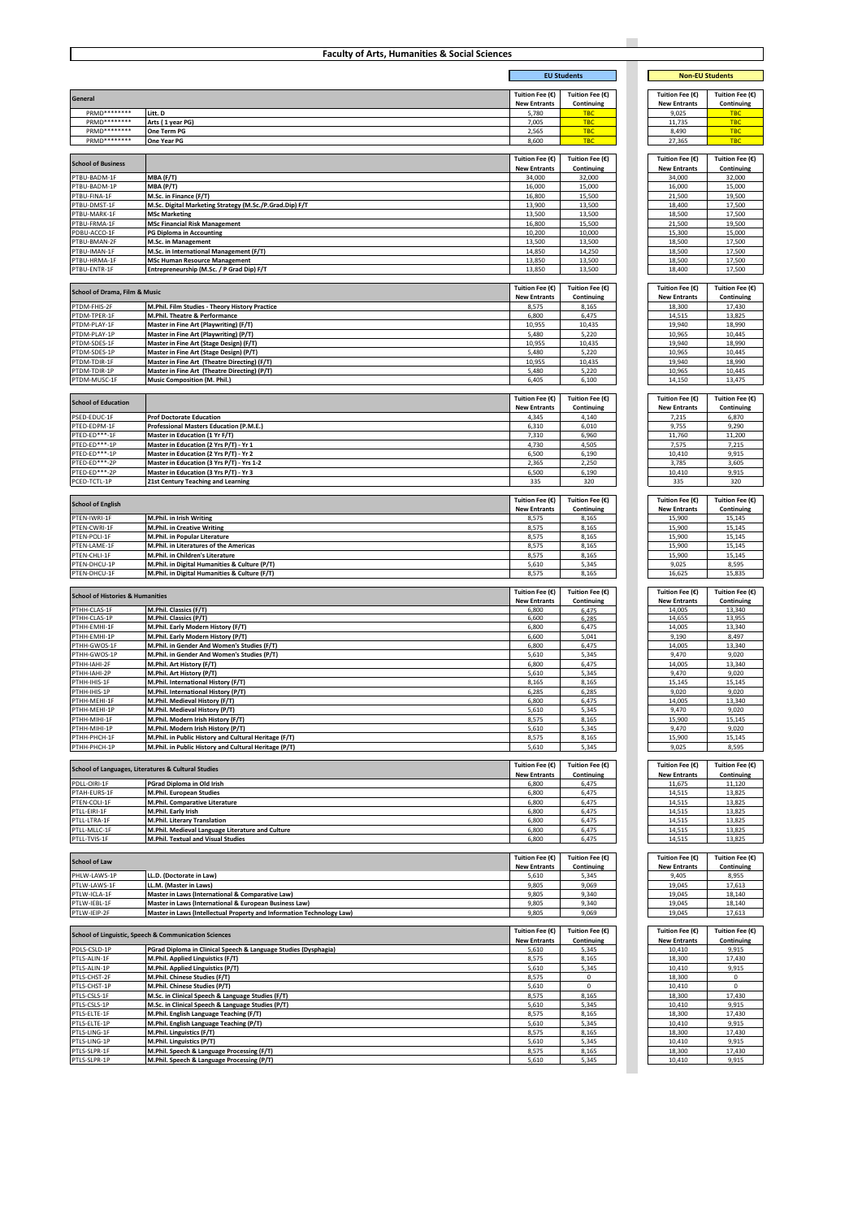# Faculty of Arts, Humanities & Social Sciences

| | | EU Students | | Non-EU Students | |
|---|---|---|---|---|---|
| **General** | | Tuition Fee (€) New Entrants | Tuition Fee (€) Continuing | Tuition Fee (€) New Entrants | Tuition Fee (€) Continuing |
| PRMD******** | Litt. D | 5,780 | TBC | 9,025 | TBC |
| PRMD******** | Arts ( 1 year PG) | 7,005 | TBC | 11,735 | TBC |
| PRMD******** | One Term PG | 2,565 | TBC | 8,490 | TBC |
| PRMD******** | One Year PG | 8,600 | TBC | 27,365 | TBC |

| **School of Business** | | Tuition Fee (€) New Entrants | Tuition Fee (€) Continuing | Tuition Fee (€) New Entrants | Tuition Fee (€) Continuing |
|---|---|---|---|---|---|
| PTBU-BADM-1F | MBA (F/T) | 34,000 | 32,000 | 34,000 | 32,000 |
| PTBU-BADM-1P | MBA (P/T) | 16,000 | 15,000 | 16,000 | 15,000 |
| PTBU-FINA-1F | M.Sc. in Finance (F/T) | 16,800 | 15,500 | 21,500 | 19,500 |
| PTBU-DMST-1F | M.Sc. Digital Marketing Strategy (M.Sc./P.Grad.Dip) F/T | 13,900 | 13,500 | 18,400 | 17,500 |
| PTBU-MARK-1F | MSc Marketing | 13,500 | 13,500 | 18,500 | 17,500 |
| PTBU-FRMA-1F | MSc Financial Risk Management | 16,800 | 15,500 | 21,500 | 19,500 |
| PDBU-ACCO-1F | PG Diploma in Accounting | 10,200 | 10,000 | 15,300 | 15,000 |
| PTBU-BMAN-2F | M.Sc. in Management | 13,500 | 13,500 | 18,500 | 17,500 |
| PTBU-IMAN-1F | M.Sc. in International Management (F/T) | 14,850 | 14,250 | 18,500 | 17,500 |
| PTBU-HRMA-1F | MSc Human Resource Management | 13,850 | 13,500 | 18,500 | 17,500 |
| PTBU-ENTR-1F | Entrepreneurship (M.Sc. / P Grad Dip) F/T | 13,850 | 13,500 | 18,400 | 17,500 |

| **School of Drama, Film & Music** | | Tuition Fee (€) New Entrants | Tuition Fee (€) Continuing | Tuition Fee (€) New Entrants | Tuition Fee (€) Continuing |
|---|---|---|---|---|---|
| PTDM-FHIS-2F | M.Phil. Film Studies - Theory History Practice | 8,575 | 8,165 | 18,300 | 17,430 |
| PTDM-TPER-1F | M.Phil. Theatre & Performance | 6,800 | 6,475 | 14,515 | 13,825 |
| PTDM-PLAY-1F | Master in Fine Art (Playwriting) (F/T) | 10,955 | 10,435 | 19,940 | 18,990 |
| PTDM-PLAY-1P | Master in Fine Art (Playwriting) (P/T) | 5,480 | 5,220 | 10,965 | 10,445 |
| PTDM-SDES-1F | Master in Fine Art (Stage Design) (F/T) | 10,955 | 10,435 | 19,940 | 18,990 |
| PTDM-SDES-1P | Master in Fine Art (Stage Design) (P/T) | 5,480 | 5,220 | 10,965 | 10,445 |
| PTDM-TDIR-1F | Master in Fine Art (Theatre Directing) (F/T) | 10,955 | 10,435 | 19,940 | 18,990 |
| PTDM-TDIR-1P | Master in Fine Art (Theatre Directing) (P/T) | 5,480 | 5,220 | 10,965 | 10,445 |
| PTDM-MUSC-1F | Music Composition (M. Phil.) | 6,405 | 6,100 | 14,150 | 13,475 |

| **School of Education** | | Tuition Fee (€) New Entrants | Tuition Fee (€) Continuing | Tuition Fee (€) New Entrants | Tuition Fee (€) Continuing |
|---|---|---|---|---|---|
| PSED-EDUC-1F | Prof Doctorate Education | 4,345 | 4,140 | 7,215 | 6,870 |
| PTED-EDPM-1F | Professional Masters Education (P.M.E.) | 6,310 | 6,010 | 9,755 | 9,290 |
| PTED-ED***-1F | Master in Education (1 Yr F/T) | 7,310 | 6,960 | 11,760 | 11,200 |
| PTED-ED***-1P | Master in Education (2 Yrs P/T) - Yr 1 | 4,730 | 4,505 | 7,575 | 7,215 |
| PTED-ED***-1P | Master in Education (2 Yrs P/T) - Yr 2 | 6,500 | 6,190 | 10,410 | 9,915 |
| PTED-ED***-2P | Master in Education (3 Yrs P/T) - Yrs 1-2 | 2,365 | 2,250 | 3,785 | 3,605 |
| PTED-ED***-2P | Master in Education (3 Yrs P/T) - Yr 3 | 6,500 | 6,190 | 10,410 | 9,915 |
| PCED-TCTL-1P | 21st Century Teaching and Learning | 335 | 320 | 335 | 320 |

| **School of English** | | Tuition Fee (€) New Entrants | Tuition Fee (€) Continuing | Tuition Fee (€) New Entrants | Tuition Fee (€) Continuing |
|---|---|---|---|---|---|
| PTEN-IWRI-1F | M.Phil. in Irish Writing | 8,575 | 8,165 | 15,900 | 15,145 |
| PTEN-CWRI-1F | M.Phil. in Creative Writing | 8,575 | 8,165 | 15,900 | 15,145 |
| PTEN-POLI-1F | M.Phil. in Popular Literature | 8,575 | 8,165 | 15,900 | 15,145 |
| PTEN-LAME-1F | M.Phil. in Literatures of the Americas | 8,575 | 8,165 | 15,900 | 15,145 |
| PTEN-CHLI-1F | M.Phil. in Children's Literature | 8,575 | 8,165 | 15,900 | 15,145 |
| PTEN-DHCU-1P | M.Phil. in Digital Humanities & Culture (P/T) | 5,610 | 5,345 | 9,025 | 8,595 |
| PTEN-DHCU-1F | M.Phil. in Digital Humanities & Culture (F/T) | 8,575 | 8,165 | 16,625 | 15,835 |

| **School of Histories & Humanities** | | Tuition Fee (€) New Entrants | Tuition Fee (€) Continuing | Tuition Fee (€) New Entrants | Tuition Fee (€) Continuing |
|---|---|---|---|---|---|
| PTHH-CLAS-1F | M.Phil. Classics (F/T) | 6,800 | 6,475 | 14,005 | 13,340 |
| PTHH-CLAS-1P | M.Phil. Classics (P/T) | 6,600 | 6,285 | 14,655 | 13,955 |
| PTHH-EMHI-1F | M.Phil. Early Modern History (F/T) | 6,800 | 6,475 | 14,005 | 13,340 |
| PTHH-EMHI-1P | M.Phil. Early Modern History (P/T) | 6,600 | 5,041 | 9,190 | 8,497 |
| PTHH-GWOS-1F | M.Phil. in Gender And Women's Studies (F/T) | 6,800 | 6,475 | 14,005 | 13,340 |
| PTHH-GWOS-1P | M.Phil. in Gender And Women's Studies (P/T) | 5,610 | 5,345 | 9,470 | 9,020 |
| PTHH-IAHI-2F | M.Phil. Art History (F/T) | 6,800 | 6,475 | 14,005 | 13,340 |
| PTHH-IAHI-2P | M.Phil. Art History (P/T) | 5,610 | 5,345 | 9,470 | 9,020 |
| PTHH-IHIS-1F | M.Phil. International History (F/T) | 8,165 | 8,165 | 15,145 | 15,145 |
| PTHH-IHIS-1P | M.Phil. International History (P/T) | 6,285 | 6,285 | 9,020 | 9,020 |
| PTHH-MEHI-1F | M.Phil. Medieval History (F/T) | 6,800 | 6,475 | 14,005 | 13,340 |
| PTHH-MEHI-1P | M.Phil. Medieval History (P/T) | 5,610 | 5,345 | 9,470 | 9,020 |
| PTHH-MIHI-1F | M.Phil. Modern Irish History (F/T) | 8,575 | 8,165 | 15,900 | 15,145 |
| PTHH-MIHI-1P | M.Phil. Modern Irish History (P/T) | 5,610 | 5,345 | 9,470 | 9,020 |
| PTHH-PHCH-1F | M.Phil. in Public History and Cultural Heritage (F/T) | 8,575 | 8,165 | 15,900 | 15,145 |
| PTHH-PHCH-1P | M.Phil. in Public History and Cultural Heritage (P/T) | 5,610 | 5,345 | 9,025 | 8,595 |

| **School of Languages, Literatures & Cultural Studies** | | Tuition Fee (€) New Entrants | Tuition Fee (€) Continuing | Tuition Fee (€) New Entrants | Tuition Fee (€) Continuing |
|---|---|---|---|---|---|
| PDLL-OIRI-1F | PGrad Diploma in Old Irish | 6,800 | 6,475 | 11,675 | 11,120 |
| PTAH-EURS-1F | M.Phil. European Studies | 6,800 | 6,475 | 14,515 | 13,825 |
| PTEN-COLI-1F | M.Phil. Comparative Literature | 6,800 | 6,475 | 14,515 | 13,825 |
| PTLL-EIRI-1F | M.Phil. Early Irish | 6,800 | 6,475 | 14,515 | 13,825 |
| PTLL-LTRA-1F | M.Phil. Literary Translation | 6,800 | 6,475 | 14,515 | 13,825 |
| PTLL-MLLC-1F | M.Phil. Medieval Language Literature and Culture | 6,800 | 6,475 | 14,515 | 13,825 |
| PTLL-TVIS-1F | M.Phil. Textual and Visual Studies | 6,800 | 6,475 | 14,515 | 13,825 |

| **School of Law** | | Tuition Fee (€) New Entrants | Tuition Fee (€) Continuing | Tuition Fee (€) New Entrants | Tuition Fee (€) Continuing |
|---|---|---|---|---|---|
| PHLW-LAWS-1P | LL.D. (Doctorate in Law) | 5,610 | 5,345 | 9,405 | 8,955 |
| PTLW-LAWS-1F | LL.M. (Master in Laws) | 9,805 | 9,069 | 19,045 | 17,613 |
| PTLW-ICLA-1F | Master in Laws (International & Comparative Law) | 9,805 | 9,340 | 19,045 | 18,140 |
| PTLW-IEBL-1F | Master in Laws (International & European Business Law) | 9,805 | 9,340 | 19,045 | 18,140 |
| PTLW-IEIP-2F | Master in Laws (Intellectual Property and Information Technology Law) | 9,805 | 9,069 | 19,045 | 17,613 |

| **School of Linguistic, Speech & Communication Sciences** | | Tuition Fee (€) New Entrants | Tuition Fee (€) Continuing | Tuition Fee (€) New Entrants | Tuition Fee (€) Continuing |
|---|---|---|---|---|---|
| PDLS-CSLD-1P | PGrad Diploma in Clinical Speech & Language Studies (Dysphagia) | 5,610 | 5,345 | 10,410 | 9,915 |
| PTLS-ALIN-1F | M.Phil. Applied Linguistics (F/T) | 8,575 | 8,165 | 18,300 | 17,430 |
| PTLS-ALIN-1P | M.Phil. Applied Linguistics (P/T) | 5,610 | 5,345 | 10,410 | 9,915 |
| PTLS-CHST-2F | M.Phil. Chinese Studies (F/T) | 8,575 | 0 | 18,300 | 0 |
| PTLS-CHST-1P | M.Phil. Chinese Studies (P/T) | 5,610 | 0 | 10,410 | 0 |
| PTLS-CSLS-1F | M.Sc. in Clinical Speech & Language Studies (F/T) | 8,575 | 8,165 | 18,300 | 17,430 |
| PTLS-CSLS-1P | M.Sc. in Clinical Speech & Language Studies (P/T) | 5,610 | 5,345 | 10,410 | 9,915 |
| PTLS-ELTE-1F | M.Phil. English Language Teaching (F/T) | 8,575 | 8,165 | 18,300 | 17,430 |
| PTLS-ELTE-1P | M.Phil. English Language Teaching (P/T) | 5,610 | 5,345 | 10,410 | 9,915 |
| PTLS-LING-1F | M.Phil. Linguistics (F/T) | 8,575 | 8,165 | 18,300 | 17,430 |
| PTLS-LING-1P | M.Phil. Linguistics (P/T) | 5,610 | 5,345 | 10,410 | 9,915 |
| PTLS-SLPR-1F | M.Phil. Speech & Language Processing (F/T) | 8,575 | 8,165 | 18,300 | 17,430 |
| PTLS-SLPR-1P | M.Phil. Speech & Language Processing (P/T) | 5,610 | 5,345 | 10,410 | 9,915 |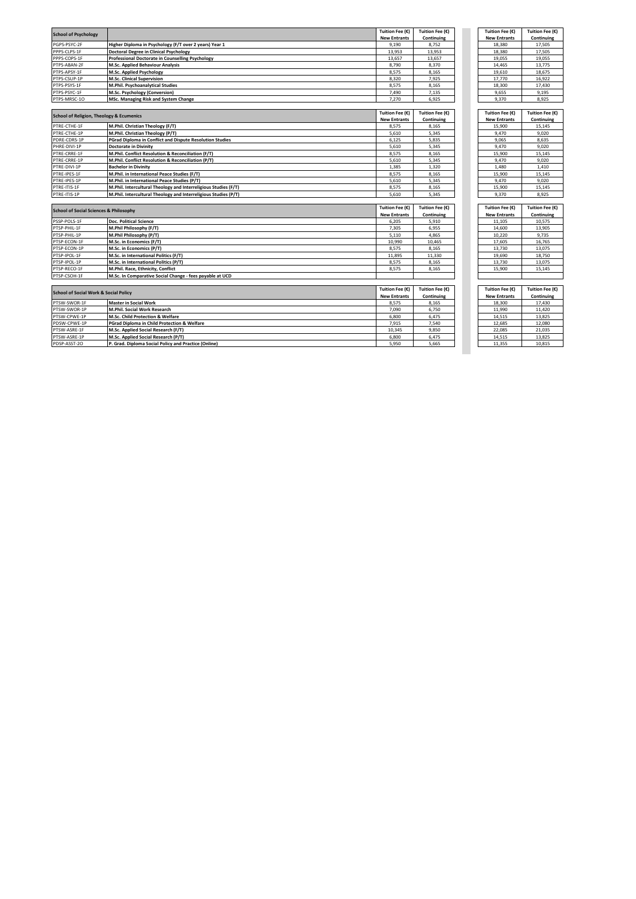| School of Psychology | | Tuition Fee (€) New Entrants | Tuition Fee (€) Continuing | Tuition Fee (€) New Entrants | Tuition Fee (€) Continuing |
|---|---|---|---|---|---|
| PGPS-PSYC-2F | **Higher Diploma in Psychology (F/T over 2 years) Year 1** | 9,190 | 8,752 | 18,380 | 17,505 |
| PPPS-CLPS-1F | **Doctoral Degree in Clinical Psychology** | 13,953 | 13,953 | 18,380 | 17,505 |
| PPPS-COPS-1F | **Professional Doctorate in Counselling Psychology** | 13,657 | 13,657 | 19,055 | 19,055 |
| PTPS-ABAN-2F | **M.Sc. Applied Behaviour Analysis** | 8,790 | 8,370 | 14,465 | 13,775 |
| PTPS-APSY-1F | **M.Sc. Applied Psychology** | 8,575 | 8,165 | 19,610 | 18,675 |
| PTPS-CSUP-1P | **M.Sc. Clinical Supervision** | 8,320 | 7,925 | 17,770 | 16,922 |
| PTPS-PSYS-1F | **M.Phil. Psychoanalytical Studies** | 8,575 | 8,165 | 18,300 | 17,430 |
| PTPS-PSYC-1F | **M.Sc. Psychology (Conversion)** | 7,490 | 7,135 | 9,655 | 9,195 |
| PTPS-MRSC-1O | **MSc. Managing Risk and System Change** | 7,270 | 6,925 | 9,370 | 8,925 |

| School of Religion, Theology & Ecumenics | | Tuition Fee (€) New Entrants | Tuition Fee (€) Continuing | Tuition Fee (€) New Entrants | Tuition Fee (€) Continuing |
|---|---|---|---|---|---|
| PTRE-CTHE-1F | **M.Phil. Christian Theology (F/T)** | 8,575 | 8,165 | 15,900 | 15,145 |
| PTRE-CTHE-1P | **M.Phil. Christian Theology (P/T)** | 5,610 | 5,345 | 9,470 | 9,020 |
| PDRE-CDRS-1P | **PGrad Diploma in Conflict and Dispute Resolution Studies** | 6,125 | 5,835 | 9,065 | 8,635 |
| PHRE-DIVI-1P | **Doctorate in Divinity** | 5,610 | 5,345 | 9,470 | 9,020 |
| PTRE-CRRE-1F | **M.Phil. Conflict Resolution & Reconciliation (F/T)** | 8,575 | 8,165 | 15,900 | 15,145 |
| PTRE-CRRE-1P | **M.Phil. Conflict Resolution & Reconciliation (P/T)** | 5,610 | 5,345 | 9,470 | 9,020 |
| PTRE-DIVI-1P | **Bachelor in Divinity** | 1,385 | 1,320 | 1,480 | 1,410 |
| PTRE-IPES-1F | **M.Phil. in International Peace Studies (F/T)** | 8,575 | 8,165 | 15,900 | 15,145 |
| PTRE-IPES-1P | **M.Phil. in International Peace Studies (P/T)** | 5,610 | 5,345 | 9,470 | 9,020 |
| PTRE-ITIS-1F | **M.Phil. Intercultural Theology and Interreligious Studies (F/T)** | 8,575 | 8,165 | 15,900 | 15,145 |
| PTRE-ITIS-1P | **M.Phil. Intercultural Theology and Interreligious Studies (P/T)** | 5,610 | 5,345 | 9,370 | 8,925 |

| School of Social Sciences & Philosophy | | Tuition Fee (€) New Entrants | Tuition Fee (€) Continuing | Tuition Fee (€) New Entrants | Tuition Fee (€) Continuing |
|---|---|---|---|---|---|
| PSSP-POLS-1F | **Doc. Political Science** | 6,205 | 5,910 | 11,105 | 10,575 |
| PTSP-PHIL-1F | **M.Phil Philosophy (F/T)** | 7,305 | 6,955 | 14,600 | 13,905 |
| PTSP-PHIL-1P | **M.Phil Philosophy (P/T)** | 5,110 | 4,865 | 10,220 | 9,735 |
| PTSP-ECON-1F | **M.Sc. in Economics (F/T)** | 10,990 | 10,465 | 17,605 | 16,765 |
| PTSP-ECON-1P | **M.Sc. in Economics (P/T)** | 8,575 | 8,165 | 13,730 | 13,075 |
| PTSP-IPOL-1F | **M.Sc. in International Politics (F/T)** | 11,895 | 11,330 | 19,690 | 18,750 |
| PTSP-IPOL-1P | **M.Sc. in International Politics (P/T)** | 8,575 | 8,165 | 13,730 | 13,075 |
| PTSP-RECO-1F | **M.Phil. Race, Ethnicity, Conflict** | 8,575 | 8,165 | 15,900 | 15,145 |
| PTSP-CSOH-1F | **M.Sc. In Comparative Social Change - fees payable at UCD** | | | | |

| School of Social Work & Social Policy | | Tuition Fee (€) New Entrants | Tuition Fee (€) Continuing | Tuition Fee (€) New Entrants | Tuition Fee (€) Continuing |
|---|---|---|---|---|---|
| PTSW-SWOR-1F | **Master in Social Work** | 8,575 | 8,165 | 18,300 | 17,430 |
| PTSW-SWOR-1P | **M.Phil. Social Work Research** | 7,090 | 6,750 | 11,990 | 11,420 |
| PTSW-CPWE-1P | **M.Sc. Child Protection & Welfare** | 6,800 | 6,475 | 14,515 | 13,825 |
| PDSW-CPWE-1P | **PGrad Diploma in Child Protection & Welfare** | 7,915 | 7,540 | 12,685 | 12,080 |
| PTSW-ASRE-1F | **M.Sc. Applied Social Research (F/T)** | 10,345 | 9,850 | 22,085 | 21,035 |
| PTSW-ASRE-1P | **M.Sc. Applied Social Research (P/T)** | 6,800 | 6,475 | 14,515 | 13,825 |
| PDSP-ASST-2O | **P. Grad. Diploma Social Policy and Practice (Online)** | 5,950 | 5,665 | 11,355 | 10,815 |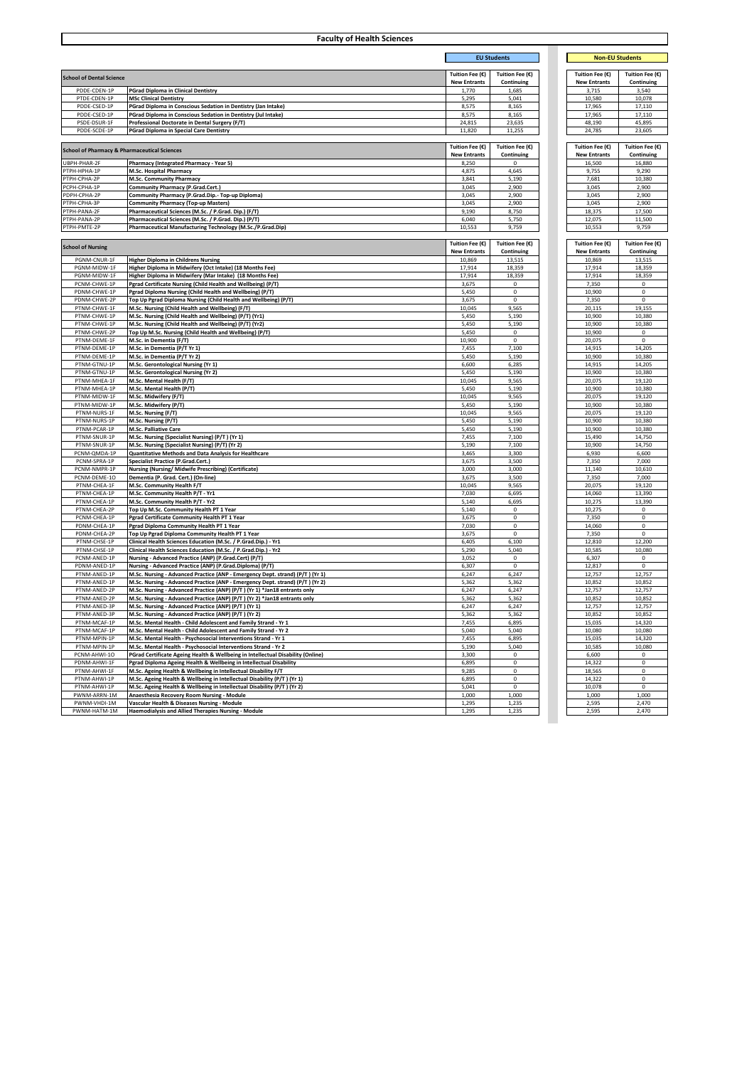# Faculty of Health Sciences

| School of Dental Science | | EU Students Tuition Fee (€) New Entrants | EU Students Tuition Fee (€) Continuing | Non-EU Students Tuition Fee (€) New Entrants | Non-EU Students Tuition Fee (€) Continuing |
|---|---|---|---|---|---|
| PDDE-CDEN-1P | PGrad Diploma in Clinical Dentistry | 1,770 | 1,685 | 3,715 | 3,540 |
| PTDE-CDEN-1P | MSc Clinical Dentistry | 5,295 | 5,041 | 10,580 | 10,078 |
| PDDE-CSED-1P | PGrad Diploma in Conscious Sedation in Dentistry (Jan Intake) | 8,575 | 8,165 | 17,965 | 17,110 |
| PDDE-CSED-1P | PGrad Diploma in Conscious Sedation in Dentistry (Jul Intake) | 8,575 | 8,165 | 17,965 | 17,110 |
| PSDE-DSUR-1F | Professional Doctorate in Dental Surgery (F/T) | 24,815 | 23,635 | 48,190 | 45,895 |
| PDDE-SCDE-1P | PGrad Diploma in Special Care Dentistry | 11,820 | 11,255 | 24,785 | 23,605 |

| School of Pharmacy & Pharmaceutical Sciences | | EU Students Tuition Fee (€) New Entrants | EU Students Tuition Fee (€) Continuing | Non-EU Students Tuition Fee (€) New Entrants | Non-EU Students Tuition Fee (€) Continuing |
|---|---|---|---|---|---|
| UBPH-PHAR-2F | Pharmacy (Integrated Pharmacy - Year 5) | 8,250 | 0 | 16,500 | 16,880 |
| PTPH-HPHA-1P | M.Sc. Hospital Pharmacy | 4,875 | 4,645 | 9,755 | 9,290 |
| PTPH-CPHA-2P | M.Sc. Community Pharmacy | 3,841 | 5,190 | 7,681 | 10,380 |
| PCPH-CPHA-1P | Community Pharmacy (P.Grad.Cert.) | 3,045 | 2,900 | 3,045 | 2,900 |
| PDPH-CPHA-2P | Community Pharmacy (P.Grad.Dip.- Top-up Diploma) | 3,045 | 2,900 | 3,045 | 2,900 |
| PTPH-CPHA-3P | Community Pharmacy (Top-up Masters) | 3,045 | 2,900 | 3,045 | 2,900 |
| PTPH-PANA-2F | Pharmaceutical Sciences (M.Sc. / P.Grad. Dip.) (F/T) | 9,190 | 8,750 | 18,375 | 17,500 |
| PTPH-PANA-2P | Pharmaceutical Sciences (M.Sc. / P.Grad. Dip.) (P/T) | 6,040 | 5,750 | 12,075 | 11,500 |
| PTPH-PMTE-2P | Pharmaceutical Manufacturing Technology (M.Sc./P.Grad.Dip) | 10,553 | 9,759 | 10,553 | 9,759 |

| School of Nursing | | EU Students Tuition Fee (€) New Entrants | EU Students Tuition Fee (€) Continuing | Non-EU Students Tuition Fee (€) New Entrants | Non-EU Students Tuition Fee (€) Continuing |
|---|---|---|---|---|---|
| PGNM-CNUR-1F | Higher Diploma in Childrens Nursing | 10,869 | 13,515 | 10,869 | 13,515 |
| PGNM-MIDW-1F | Higher Diploma in Midwifery (Oct Intake) (18 Months Fee) | 17,914 | 18,359 | 17,914 | 18,359 |
| PGNM-MIDW-1F | Higher Diploma in Midwifery (Mar Intake) (18 Months Fee) | 17,914 | 18,359 | 17,914 | 18,359 |
| PCNM-CHWE-1P | Pgrad Certificate Nursing (Child Health and Wellbeing) (P/T) | 3,675 | 0 | 7,350 | 0 |
| PDNM-CHWE-1P | Pgrad Diploma Nursing (Child Health and Wellbeing) (P/T) | 5,450 | 0 | 10,900 | 0 |
| PDNM-CHWE-2P | Top Up Pgrad Diploma Nursing (Child Health and Wellbeing) (P/T) | 3,675 | 0 | 7,350 | 0 |
| PTNM-CHWE-1F | M.Sc. Nursing (Child Health and Wellbeing) (F/T) | 10,045 | 9,565 | 20,115 | 19,155 |
| PTNM-CHWE-1P | M.Sc. Nursing (Child Health and Wellbeing) (P/T) (Yr1) | 5,450 | 5,190 | 10,900 | 10,380 |
| PTNM-CHWE-1P | M.Sc. Nursing (Child Health and Wellbeing) (P/T) (Yr2) | 5,450 | 5,190 | 10,900 | 10,380 |
| PTNM-CHWE-2P | Top Up M.Sc. Nursing (Child Health and Wellbeing) (P/T) | 5,450 | 0 | 10,900 | 0 |
| PTNM-DEME-1F | M.Sc. in Dementia (F/T) | 10,900 | 0 | 20,075 | 0 |
| PTNM-DEME-1P | M.Sc. in Dementia (P/T Yr 1) | 7,455 | 7,100 | 14,915 | 14,205 |
| PTNM-DEME-1P | M.Sc. in Dementia (P/T Yr 2) | 5,450 | 5,190 | 10,900 | 10,380 |
| PTNM-GTNU-1P | M.Sc. Gerontological Nursing (Yr 1) | 6,600 | 6,285 | 14,915 | 14,205 |
| PTNM-GTNU-1P | M.Sc. Gerontological Nursing (Yr 2) | 5,450 | 5,190 | 10,900 | 10,380 |
| PTNM-MHEA-1F | M.Sc. Mental Health (F/T) | 10,045 | 9,565 | 20,075 | 19,120 |
| PTNM-MHEA-1P | M.Sc. Mental Health (P/T) | 5,450 | 5,190 | 10,900 | 10,380 |
| PTNM-MIDW-1F | M.Sc. Midwifery (F/T) | 10,045 | 9,565 | 20,075 | 19,120 |
| PTNM-MIDW-1P | M.Sc. Midwifery (P/T) | 5,450 | 5,190 | 10,900 | 10,380 |
| PTNM-NURS-1F | M.Sc. Nursing (F/T) | 10,045 | 9,565 | 20,075 | 19,120 |
| PTNM-NURS-1P | M.Sc. Nursing (P/T) | 5,450 | 5,190 | 10,900 | 10,380 |
| PTNM-PCAR-1P | M.Sc. Palliative Care | 5,450 | 5,190 | 10,900 | 10,380 |
| PTNM-SNUR-1P | M.Sc. Nursing (Specialist Nursing) (P/T ) (Yr 1) | 7,455 | 7,100 | 15,490 | 14,750 |
| PTNM-SNUR-1P | M.Sc. Nursing (Specialist Nursing) (P/T) (Yr 2) | 5,190 | 7,100 | 10,900 | 14,750 |
| PCNM-QMDA-1P | Quantitative Methods and Data Analysis for Healthcare | 3,465 | 3,300 | 6,930 | 6,600 |
| PCNM-SPRA-1P | Specialist Practice (P.Grad.Cert.) | 3,675 | 3,500 | 7,350 | 7,000 |
| PCNM-NMPR-1P | Nursing (Nursing/ Midwife Prescribing) (Certificate) | 3,000 | 3,000 | 11,140 | 10,610 |
| PCNM-DEME-1O | Dementia (P. Grad. Cert.) (On-line) | 3,675 | 3,500 | 7,350 | 7,000 |
| PTNM-CHEA-1F | M.Sc. Community Health F/T | 10,045 | 9,565 | 20,075 | 19,120 |
| PTNM-CHEA-1P | M.Sc. Community Health P/T - Yr1 | 7,030 | 6,695 | 14,060 | 13,390 |
| PTNM-CHEA-1P | M.Sc. Community Health P/T - Yr2 | 5,140 | 6,695 | 10,275 | 13,390 |
| PTNM-CHEA-2P | Top Up M.Sc. Community Health PT 1 Year | 5,140 | 0 | 10,275 | 0 |
| PCNM-CHEA-1P | Pgrad Certificate Community Health PT 1 Year | 3,675 | 0 | 7,350 | 0 |
| PDNM-CHEA-1P | Pgrad Diploma Community Health PT 1 Year | 7,030 | 0 | 14,060 | 0 |
| PDNM-CHEA-2P | Top Up Pgrad Diploma Community Health PT 1 Year | 3,675 | 0 | 7,350 | 0 |
| PTNM-CHSE-1P | Clinical Health Sciences Education (M.Sc. / P.Grad.Dip.) - Yr1 | 6,405 | 6,100 | 12,810 | 12,200 |
| PTNM-CHSE-1P | Clinical Health Sciences Education (M.Sc. / P.Grad.Dip.) - Yr2 | 5,290 | 5,040 | 10,585 | 10,080 |
| PCNM-ANED-1P | Nursing - Advanced Practice (ANP) (P.Grad.Cert) (P/T) | 3,052 | 0 | 6,307 | 0 |
| PDNM-ANED-1P | Nursing - Advanced Practice (ANP) (P.Grad.Diploma) (P/T) | 6,307 | 0 | 12,817 | 0 |
| PTNM-ANED-1P | M.Sc. Nursing - Advanced Practice (ANP - Emergency Dept. strand) (P/T ) (Yr 1) | 6,247 | 6,247 | 12,757 | 12,757 |
| PTNM-ANED-1P | M.Sc. Nursing - Advanced Practice (ANP - Emergency Dept. strand) (P/T ) (Yr 2) | 5,362 | 5,362 | 10,852 | 10,852 |
| PTNM-ANED-2P | M.Sc. Nursing - Advanced Practice (ANP) (P/T ) (Yr 1) *Jan18 entrants only | 6,247 | 6,247 | 12,757 | 12,757 |
| PTNM-ANED-2P | M.Sc. Nursing - Advanced Practice (ANP) (P/T ) (Yr 2) *Jan18 entrants only | 5,362 | 5,362 | 10,852 | 10,852 |
| PTNM-ANED-3P | M.Sc. Nursing - Advanced Practice (ANP) (P/T ) (Yr 1) | 6,247 | 6,247 | 12,757 | 12,757 |
| PTNM-ANED-3P | M.Sc. Nursing - Advanced Practice (ANP) (P/T ) (Yr 2) | 5,362 | 5,362 | 10,852 | 10,852 |
| PTNM-MCAF-1P | M.Sc. Mental Health - Child Adolescent and Family Strand - Yr 1 | 7,455 | 6,895 | 15,035 | 14,320 |
| PTNM-MCAF-1P | M.Sc. Mental Health - Child Adolescent and Family Strand - Yr 2 | 5,040 | 5,040 | 10,080 | 10,080 |
| PTNM-MPIN-1P | M.Sc. Mental Health - Psychosocial Interventions Strand - Yr 1 | 7,455 | 6,895 | 15,035 | 14,320 |
| PTNM-MPIN-1P | M.Sc. Mental Health - Psychosocial Interventions Strand - Yr 2 | 5,190 | 5,040 | 10,585 | 10,080 |
| PCNM-AHWI-1O | PGrad Certificate Ageing Health & Wellbeing in Intellectual Disability (Online) | 3,300 | 0 | 6,600 | 0 |
| PDNM-AHWI-1F | Pgrad Diploma Ageing Health & Wellbeing in Intellectual Disability | 6,895 | 0 | 14,322 | 0 |
| PTNM-AHWI-1F | M.Sc. Ageing Health & Wellbeing in Intellectual Disability F/T | 9,285 | 0 | 18,565 | 0 |
| PTNM-AHWI-1P | M.Sc. Ageing Health & Wellbeing in Intellectual Disability (P/T ) (Yr 1) | 6,895 | 0 | 14,322 | 0 |
| PTNM-AHWI-1P | M.Sc. Ageing Health & Wellbeing in Intellectual Disability (P/T ) (Yr 2) | 5,041 | 0 | 10,078 | 0 |
| PWNM-ARRN-1M | Anaesthesia Recovery Room Nursing - Module | 1,000 | 1,000 | 1,000 | 1,000 |
| PWNM-VHDI-1M | Vascular Health & Diseases Nursing - Module | 1,295 | 1,235 | 2,595 | 2,470 |
| PWNM-HATM-1M | Haemodialysis and Allied Therapies Nursing - Module | 1,295 | 1,235 | 2,595 | 2,470 |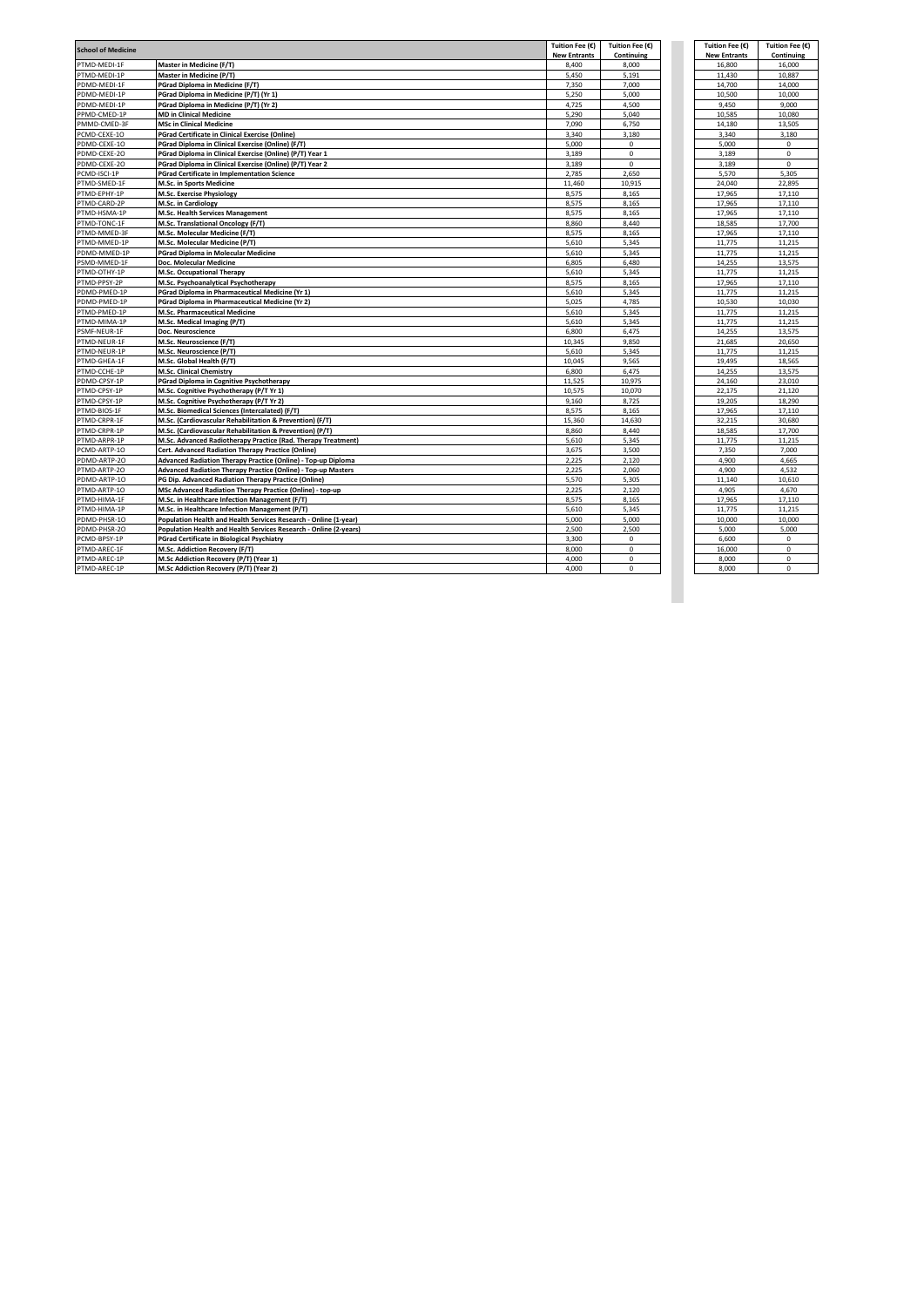| School of Medicine | | Tuition Fee (€) New Entrants | Tuition Fee (€) Continuing | Tuition Fee (€) New Entrants | Tuition Fee (€) Continuing |
|---|---|---|---|---|---|
| PTMD-MEDI-1F | **Master in Medicine (F/T)** | 8,400 | 8,000 | 16,800 | 16,000 |
| PTMD-MEDI-1P | **Master in Medicine (P/T)** | 5,450 | 5,191 | 11,430 | 10,887 |
| PDMD-MEDI-1F | **PGrad Diploma in Medicine (F/T)** | 7,350 | 7,000 | 14,700 | 14,000 |
| PDMD-MEDI-1P | **PGrad Diploma in Medicine (P/T) (Yr 1)** | 5,250 | 5,000 | 10,500 | 10,000 |
| PDMD-MEDI-1P | **PGrad Diploma in Medicine (P/T) (Yr 2)** | 4,725 | 4,500 | 9,450 | 9,000 |
| PPMD-CMED-1P | **MD in Clinical Medicine** | 5,290 | 5,040 | 10,585 | 10,080 |
| PMMD-CMED-3F | **MSc in Clinical Medicine** | 7,090 | 6,750 | 14,180 | 13,505 |
| PCMD-CEXE-1O | **PGrad Certificate in Clinical Exercise (Online)** | 3,340 | 3,180 | 3,340 | 3,180 |
| PDMD-CEXE-1O | **PGrad Diploma in Clinical Exercise (Online) (F/T)** | 5,000 | 0 | 5,000 | 0 |
| PDMD-CEXE-2O | **PGrad Diploma in Clinical Exercise (Online) (P/T) Year 1** | 3,189 | 0 | 3,189 | 0 |
| PDMD-CEXE-2O | **PGrad Diploma in Clinical Exercise (Online) (P/T) Year 2** | 3,189 | 0 | 3,189 | 0 |
| PCMD-ISCI-1P | **PGrad Certificate in Implementation Science** | 2,785 | 2,650 | 5,570 | 5,305 |
| PTMD-SMED-1F | **M.Sc. in Sports Medicine** | 11,460 | 10,915 | 24,040 | 22,895 |
| PTMD-EPHY-1P | **M.Sc. Exercise Physiology** | 8,575 | 8,165 | 17,965 | 17,110 |
| PTMD-CARD-2P | **M.Sc. in Cardiology** | 8,575 | 8,165 | 17,965 | 17,110 |
| PTMD-HSMA-1P | **M.Sc. Health Services Management** | 8,575 | 8,165 | 17,965 | 17,110 |
| PTMD-TONC-1F | **M.Sc. Translational Oncology (F/T)** | 8,860 | 8,440 | 18,585 | 17,700 |
| PTMD-MMED-3F | **M.Sc. Molecular Medicine (F/T)** | 8,575 | 8,165 | 17,965 | 17,110 |
| PTMD-MMED-1P | **M.Sc. Molecular Medicine (P/T)** | 5,610 | 5,345 | 11,775 | 11,215 |
| PDMD-MMED-1P | **PGrad Diploma in Molecular Medicine** | 5,610 | 5,345 | 11,775 | 11,215 |
| PSMD-MMED-1F | **Doc. Molecular Medicine** | 6,805 | 6,480 | 14,255 | 13,575 |
| PTMD-OTHY-1P | **M.Sc. Occupational Therapy** | 5,610 | 5,345 | 11,775 | 11,215 |
| PTMD-PPSY-2P | **M.Sc. Psychoanalytical Psychotherapy** | 8,575 | 8,165 | 17,965 | 17,110 |
| PDMD-PMED-1P | **PGrad Diploma in Pharmaceutical Medicine (Yr 1)** | 5,610 | 5,345 | 11,775 | 11,215 |
| PDMD-PMED-1P | **PGrad Diploma in Pharmaceutical Medicine (Yr 2)** | 5,025 | 4,785 | 10,530 | 10,030 |
| PTMD-PMED-1P | **M.Sc. Pharmaceutical Medicine** | 5,610 | 5,345 | 11,775 | 11,215 |
| PTMD-MIMA-1P | **M.Sc. Medical Imaging (P/T)** | 5,610 | 5,345 | 11,775 | 11,215 |
| PSMF-NEUR-1F | **Doc. Neuroscience** | 6,800 | 6,475 | 14,255 | 13,575 |
| PTMD-NEUR-1F | **M.Sc. Neuroscience (F/T)** | 10,345 | 9,850 | 21,685 | 20,650 |
| PTMD-NEUR-1P | **M.Sc. Neuroscience (P/T)** | 5,610 | 5,345 | 11,775 | 11,215 |
| PTMD-GHEA-1F | **M.Sc. Global Health (F/T)** | 10,045 | 9,565 | 19,495 | 18,565 |
| PTMD-CCHE-1P | **M.Sc. Clinical Chemistry** | 6,800 | 6,475 | 14,255 | 13,575 |
| PDMD-CPSY-1P | **PGrad Diploma in Cognitive Psychotherapy** | 11,525 | 10,975 | 24,160 | 23,010 |
| PTMD-CPSY-1P | **M.Sc. Cognitive Psychotherapy (P/T Yr 1)** | 10,575 | 10,070 | 22,175 | 21,120 |
| PTMD-CPSY-1P | **M.Sc. Cognitive Psychotherapy (P/T Yr 2)** | 9,160 | 8,725 | 19,205 | 18,290 |
| PTMD-BIOS-1F | **M.Sc. Biomedical Sciences (Intercalated) (F/T)** | 8,575 | 8,165 | 17,965 | 17,110 |
| PTMD-CRPR-1F | **M.Sc. (Cardiovascular Rehabilitation & Prevention) (F/T)** | 15,360 | 14,630 | 32,215 | 30,680 |
| PTMD-CRPR-1P | **M.Sc. (Cardiovascular Rehabilitation & Prevention) (P/T)** | 8,860 | 8,440 | 18,585 | 17,700 |
| PTMD-ARPR-1P | **M.Sc. Advanced Radiotherapy Practice (Rad. Therapy Treatment)** | 5,610 | 5,345 | 11,775 | 11,215 |
| PCMD-ARTP-1O | **Cert. Advanced Radiation Therapy Practice (Online)** | 3,675 | 3,500 | 7,350 | 7,000 |
| PDMD-ARTP-2O | **Advanced Radiation Therapy Practice (Online) - Top-up Diploma** | 2,225 | 2,120 | 4,900 | 4,665 |
| PTMD-ARTP-2O | **Advanced Radiation Therapy Practice (Online) - Top-up Masters** | 2,225 | 2,060 | 4,900 | 4,532 |
| PDMD-ARTP-1O | **PG Dip. Advanced Radiation Therapy Practice (Online)** | 5,570 | 5,305 | 11,140 | 10,610 |
| PTMD-ARTP-1O | **MSc Advanced Radiation Therapy Practice (Online) - top-up** | 2,225 | 2,120 | 4,905 | 4,670 |
| PTMD-HIMA-1F | **M.Sc. in Healthcare Infection Management (F/T)** | 8,575 | 8,165 | 17,965 | 17,110 |
| PTMD-HIMA-1P | **M.Sc. in Healthcare Infection Management (P/T)** | 5,610 | 5,345 | 11,775 | 11,215 |
| PDMD-PHSR-1O | **Population Health and Health Services Research - Online (1-year)** | 5,000 | 5,000 | 10,000 | 10,000 |
| PDMD-PHSR-2O | **Population Health and Health Services Research - Online (2-years)** | 2,500 | 2,500 | 5,000 | 5,000 |
| PCMD-BPSY-1P | **PGrad Certificate in Biological Psychiatry** | 3,300 | 0 | 6,600 | 0 |
| PTMD-AREC-1F | **M.Sc. Addiction Recovery (F/T)** | 8,000 | 0 | 16,000 | 0 |
| PTMD-AREC-1P | **M.Sc Addiction Recovery (P/T) (Year 1)** | 4,000 | 0 | 8,000 | 0 |
| PTMD-AREC-1P | **M.Sc Addiction Recovery (P/T) (Year 2)** | 4,000 | 0 | 8,000 | 0 |